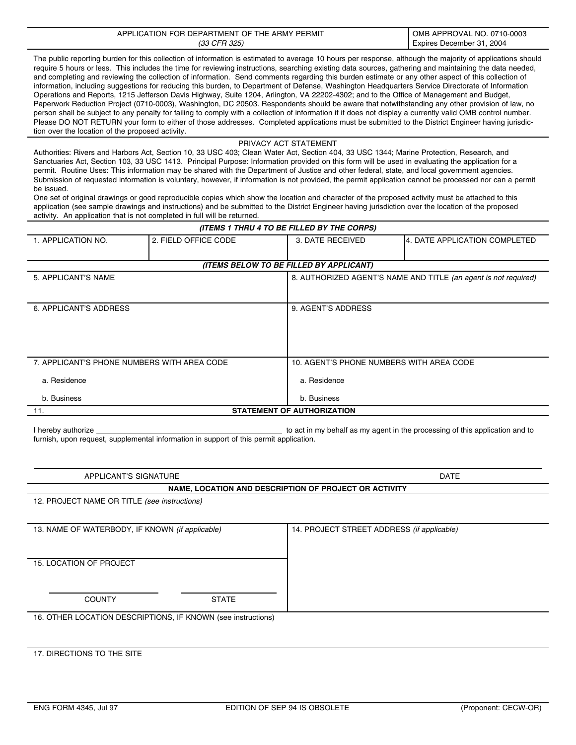| APPLICATION FOR DEPARTMENT OF THE ARMY PERMIT *(33 CFR 325)* | OMB APPROVAL NO. 0710-0003 Expires December 31, 2004 |
|---|---|

The public reporting burden for this collection of information is estimated to average 10 hours per response, although the majority of applications should require 5 hours or less. This includes the time for reviewing instructions, searching existing data sources, gathering and maintaining the data needed, and completing and reviewing the collection of information. Send comments regarding this burden estimate or any other aspect of this collection of information, including suggestions for reducing this burden, to Department of Defense, Washington Headquarters Service Directorate of Information Operations and Reports, 1215 Jefferson Davis Highway, Suite 1204, Arlington, VA 22202-4302; and to the Office of Management and Budget, Paperwork Reduction Project (0710-0003), Washington, DC 20503. Respondents should be aware that notwithstanding any other provision of law, no person shall be subject to any penalty for failing to comply with a collection of information if it does not display a currently valid OMB control number. Please DO NOT RETURN your form to either of those addresses. Completed applications must be submitted to the District Engineer having jurisdiction over the location of the proposed activity.

PRIVACY ACT STATEMENT

Authorities: Rivers and Harbors Act, Section 10, 33 USC 403; Clean Water Act, Section 404, 33 USC 1344; Marine Protection, Research, and Sanctuaries Act, Section 103, 33 USC 1413. Principal Purpose: Information provided on this form will be used in evaluating the application for a permit. Routine Uses: This information may be shared with the Department of Justice and other federal, state, and local government agencies. Submission of requested information is voluntary, however, if information is not provided, the permit application cannot be processed nor can a permit be issued.

One set of original drawings or good reproducible copies which show the location and character of the proposed activity must be attached to this application (see sample drawings and instructions) and be submitted to the District Engineer having jurisdiction over the location of the proposed activity. An application that is not completed in full will be returned.

***(ITEMS 1 THRU 4 TO BE FILLED BY THE CORPS)***

| 1. APPLICATION NO. | 2. FIELD OFFICE CODE | 3. DATE RECEIVED | 4. DATE APPLICATION COMPLETED |
|---|---|---|---|
| | | | |

***(ITEMS BELOW TO BE FILLED BY APPLICANT)***

| | |
|---|---|
| 5. APPLICANT'S NAME | 8. AUTHORIZED AGENT'S NAME AND TITLE *(an agent is not required)* |
| 6. APPLICANT'S ADDRESS | 9. AGENT'S ADDRESS |
| 7. APPLICANT'S PHONE NUMBERS WITH AREA CODE<br>a. Residence<br>b. Business | 10. AGENT'S PHONE NUMBERS WITH AREA CODE<br>a. Residence<br>b. Business |

11. **STATEMENT OF AUTHORIZATION**

I hereby authorize ________________________________ to act in my behalf as my agent in the processing of this application and to furnish, upon request, supplemental information in support of this permit application.

APPLICANT'S SIGNATURE DATE

**NAME, LOCATION AND DESCRIPTION OF PROJECT OR ACTIVITY**

12. PROJECT NAME OR TITLE *(see instructions)*

| | |
|---|---|
| 13. NAME OF WATERBODY, IF KNOWN *(if applicable)* | 14. PROJECT STREET ADDRESS *(if applicable)* |
| 15. LOCATION OF PROJECT<br>COUNTY STATE | |

16. OTHER LOCATION DESCRIPTIONS, IF KNOWN (see instructions)

17. DIRECTIONS TO THE SITE

ENG FORM 4345, Jul 97 EDITION OF SEP 94 IS OBSOLETE (Proponent: CECW-OR)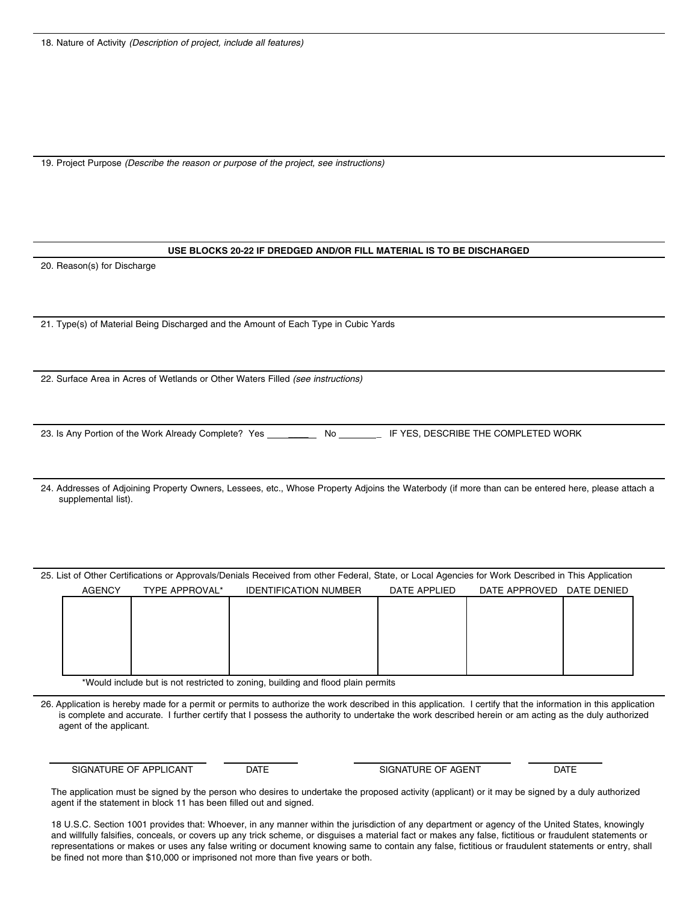18. Nature of Activity *(Description of project, include all features)*

19. Project Purpose *(Describe the reason or purpose of the project, see instructions)*

**USE BLOCKS 20-22 IF DREDGED AND/OR FILL MATERIAL IS TO BE DISCHARGED**

20. Reason(s) for Discharge

21. Type(s) of Material Being Discharged and the Amount of Each Type in Cubic Yards

22. Surface Area in Acres of Wetlands or Other Waters Filled *(see instructions)*

23. Is Any Portion of the Work Already Complete? Yes ________ No ________ IF YES, DESCRIBE THE COMPLETED WORK

24. Addresses of Adjoining Property Owners, Lessees, etc., Whose Property Adjoins the Waterbody (if more than can be entered here, please attach a supplemental list).

25. List of Other Certifications or Approvals/Denials Received from other Federal, State, or Local Agencies for Work Described in This Application

| AGENCY | TYPE APPROVAL* | IDENTIFICATION NUMBER | DATE APPLIED | DATE APPROVED | DATE DENIED |
|---|---|---|---|---|---|
| | | | | | |

*Would include but is not restricted to zoning, building and flood plain permits

26. Application is hereby made for a permit or permits to authorize the work described in this application. I certify that the information in this application is complete and accurate. I further certify that I possess the authority to undertake the work described herein or am acting as the duly authorized agent of the applicant.

SIGNATURE OF APPLICANT &nbsp;&nbsp;&nbsp; DATE &nbsp;&nbsp;&nbsp; SIGNATURE OF AGENT &nbsp;&nbsp;&nbsp; DATE

The application must be signed by the person who desires to undertake the proposed activity (applicant) or it may be signed by a duly authorized agent if the statement in block 11 has been filled out and signed.

18 U.S.C. Section 1001 provides that: Whoever, in any manner within the jurisdiction of any department or agency of the United States, knowingly and willfully falsifies, conceals, or covers up any trick scheme, or disguises a material fact or makes any false, fictitious or fraudulent statements or representations or makes or uses any false writing or document knowing same to contain any false, fictitious or fraudulent statements or entry, shall be fined not more than $10,000 or imprisoned not more than five years or both.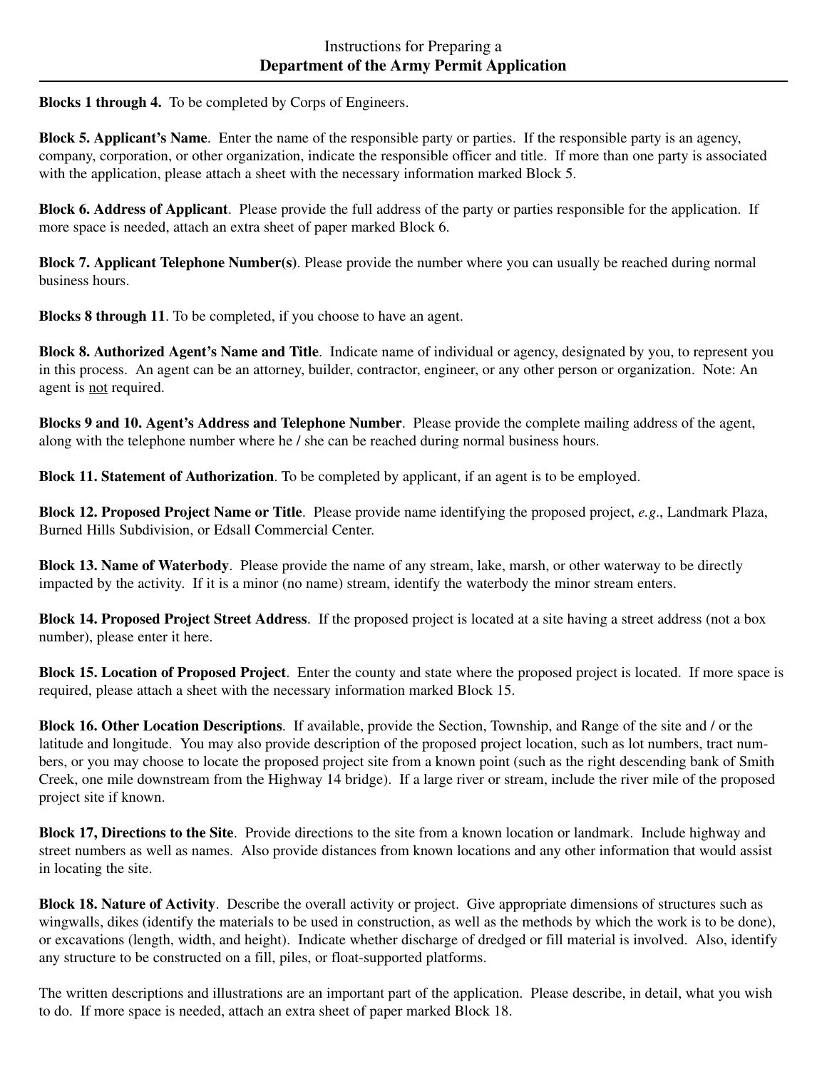# Instructions for Preparing a **Department of the Army Permit Application**

**Blocks 1 through 4.** To be completed by Corps of Engineers.

**Block 5. Applicant's Name**. Enter the name of the responsible party or parties. If the responsible party is an agency, company, corporation, or other organization, indicate the responsible officer and title. If more than one party is associated with the application, please attach a sheet with the necessary information marked Block 5.

**Block 6. Address of Applicant**. Please provide the full address of the party or parties responsible for the application. If more space is needed, attach an extra sheet of paper marked Block 6.

**Block 7. Applicant Telephone Number(s)**. Please provide the number where you can usually be reached during normal business hours.

**Blocks 8 through 11**. To be completed, if you choose to have an agent.

**Block 8. Authorized Agent's Name and Title**. Indicate name of individual or agency, designated by you, to represent you in this process. An agent can be an attorney, builder, contractor, engineer, or any other person or organization. Note: An agent is not required.

**Blocks 9 and 10. Agent's Address and Telephone Number**. Please provide the complete mailing address of the agent, along with the telephone number where he / she can be reached during normal business hours.

**Block 11. Statement of Authorization**. To be completed by applicant, if an agent is to be employed.

**Block 12. Proposed Project Name or Title**. Please provide name identifying the proposed project, *e.g*., Landmark Plaza, Burned Hills Subdivision, or Edsall Commercial Center.

**Block 13. Name of Waterbody**. Please provide the name of any stream, lake, marsh, or other waterway to be directly impacted by the activity. If it is a minor (no name) stream, identify the waterbody the minor stream enters.

**Block 14. Proposed Project Street Address**. If the proposed project is located at a site having a street address (not a box number), please enter it here.

**Block 15. Location of Proposed Project**. Enter the county and state where the proposed project is located. If more space is required, please attach a sheet with the necessary information marked Block 15.

**Block 16. Other Location Descriptions**. If available, provide the Section, Township, and Range of the site and / or the latitude and longitude. You may also provide description of the proposed project location, such as lot numbers, tract numbers, or you may choose to locate the proposed project site from a known point (such as the right descending bank of Smith Creek, one mile downstream from the Highway 14 bridge). If a large river or stream, include the river mile of the proposed project site if known.

**Block 17, Directions to the Site**. Provide directions to the site from a known location or landmark. Include highway and street numbers as well as names. Also provide distances from known locations and any other information that would assist in locating the site.

**Block 18. Nature of Activity**. Describe the overall activity or project. Give appropriate dimensions of structures such as wingwalls, dikes (identify the materials to be used in construction, as well as the methods by which the work is to be done), or excavations (length, width, and height). Indicate whether discharge of dredged or fill material is involved. Also, identify any structure to be constructed on a fill, piles, or float-supported platforms.

The written descriptions and illustrations are an important part of the application. Please describe, in detail, what you wish to do. If more space is needed, attach an extra sheet of paper marked Block 18.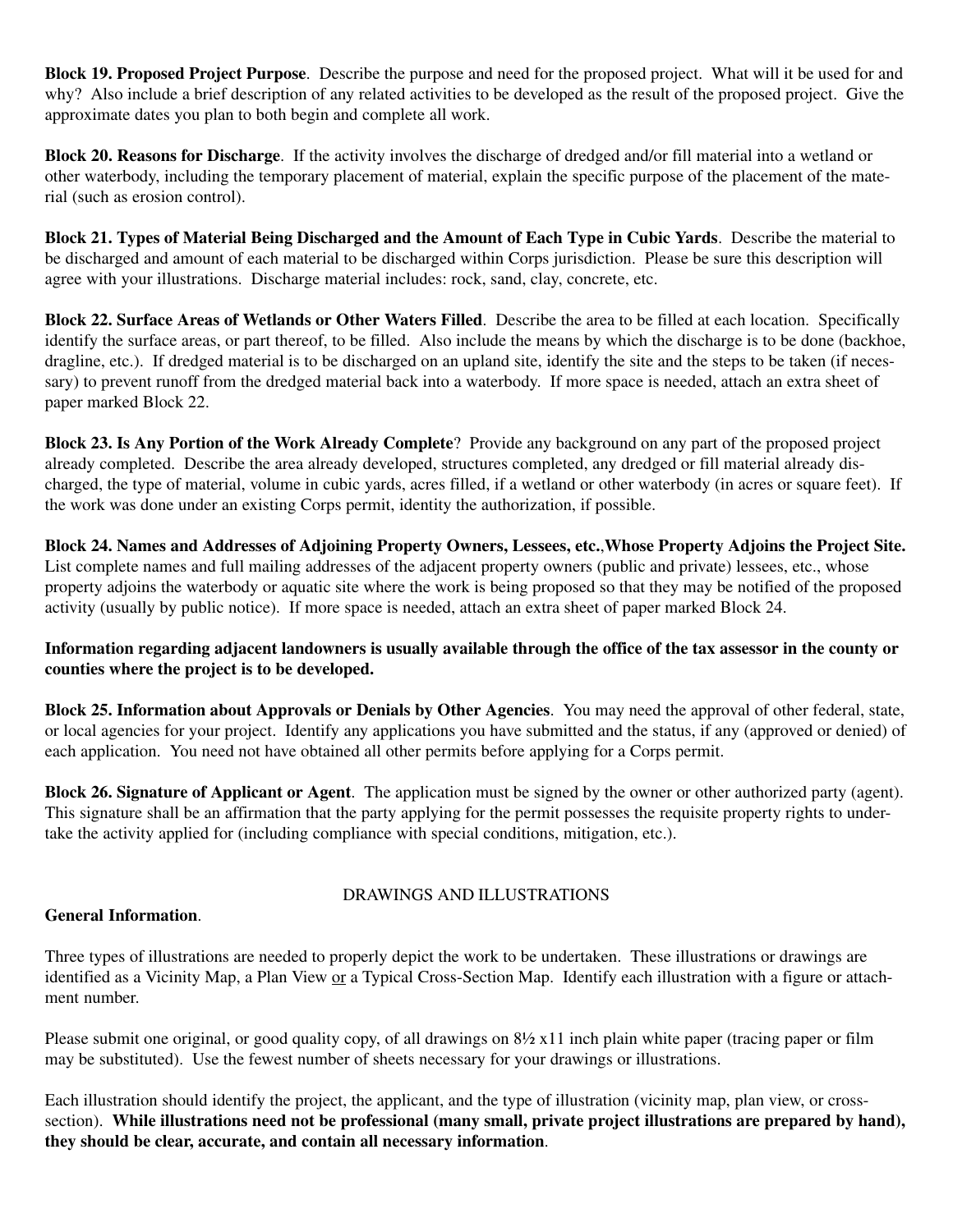**Block 19. Proposed Project Purpose**. Describe the purpose and need for the proposed project. What will it be used for and why? Also include a brief description of any related activities to be developed as the result of the proposed project. Give the approximate dates you plan to both begin and complete all work.

**Block 20. Reasons for Discharge**. If the activity involves the discharge of dredged and/or fill material into a wetland or other waterbody, including the temporary placement of material, explain the specific purpose of the placement of the material (such as erosion control).

**Block 21. Types of Material Being Discharged and the Amount of Each Type in Cubic Yards**. Describe the material to be discharged and amount of each material to be discharged within Corps jurisdiction. Please be sure this description will agree with your illustrations. Discharge material includes: rock, sand, clay, concrete, etc.

**Block 22. Surface Areas of Wetlands or Other Waters Filled**. Describe the area to be filled at each location. Specifically identify the surface areas, or part thereof, to be filled. Also include the means by which the discharge is to be done (backhoe, dragline, etc.). If dredged material is to be discharged on an upland site, identify the site and the steps to be taken (if necessary) to prevent runoff from the dredged material back into a waterbody. If more space is needed, attach an extra sheet of paper marked Block 22.

**Block 23. Is Any Portion of the Work Already Complete**? Provide any background on any part of the proposed project already completed. Describe the area already developed, structures completed, any dredged or fill material already discharged, the type of material, volume in cubic yards, acres filled, if a wetland or other waterbody (in acres or square feet). If the work was done under an existing Corps permit, identity the authorization, if possible.

**Block 24. Names and Addresses of Adjoining Property Owners, Lessees, etc.,Whose Property Adjoins the Project Site.** List complete names and full mailing addresses of the adjacent property owners (public and private) lessees, etc., whose property adjoins the waterbody or aquatic site where the work is being proposed so that they may be notified of the proposed activity (usually by public notice). If more space is needed, attach an extra sheet of paper marked Block 24.

**Information regarding adjacent landowners is usually available through the office of the tax assessor in the county or counties where the project is to be developed.**

**Block 25. Information about Approvals or Denials by Other Agencies**. You may need the approval of other federal, state, or local agencies for your project. Identify any applications you have submitted and the status, if any (approved or denied) of each application. You need not have obtained all other permits before applying for a Corps permit.

**Block 26. Signature of Applicant or Agent**. The application must be signed by the owner or other authorized party (agent). This signature shall be an affirmation that the party applying for the permit possesses the requisite property rights to undertake the activity applied for (including compliance with special conditions, mitigation, etc.).

## DRAWINGS AND ILLUSTRATIONS

**General Information**.

Three types of illustrations are needed to properly depict the work to be undertaken. These illustrations or drawings are identified as a Vicinity Map, a Plan View <u>or</u> a Typical Cross-Section Map. Identify each illustration with a figure or attachment number.

Please submit one original, or good quality copy, of all drawings on 8½ x11 inch plain white paper (tracing paper or film may be substituted). Use the fewest number of sheets necessary for your drawings or illustrations.

Each illustration should identify the project, the applicant, and the type of illustration (vicinity map, plan view, or cross-section). **While illustrations need not be professional (many small, private project illustrations are prepared by hand), they should be clear, accurate, and contain all necessary information**.